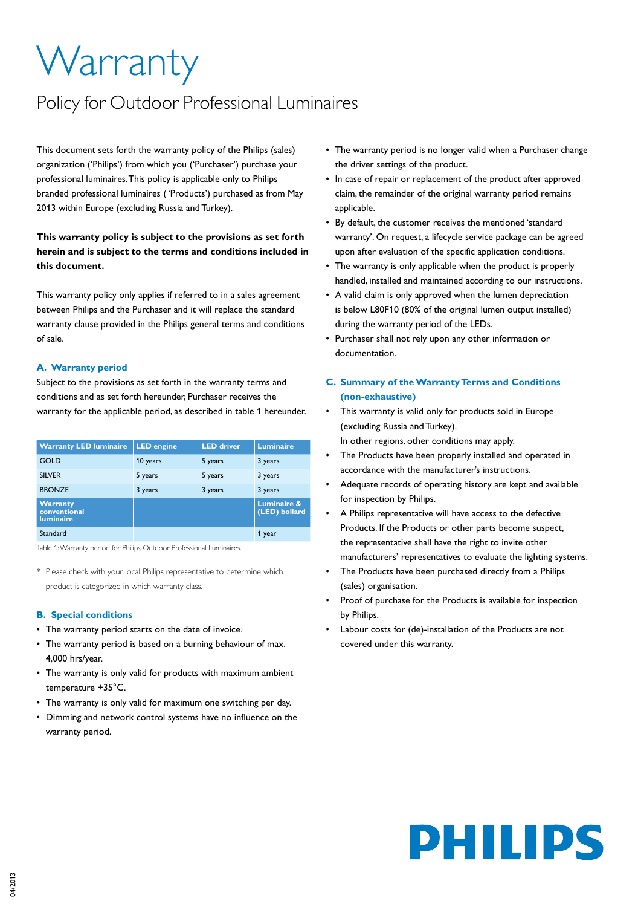# Warranty

## Policy for Outdoor Professional Luminaires

This document sets forth the warranty policy of the Philips (sales) organization ('Philips') from which you ('Purchaser') purchase your professional luminaires. This policy is applicable only to Philips branded professional luminaires ( 'Products') purchased as from May 2013 within Europe (excluding Russia and Turkey).

**This warranty policy is subject to the provisions as set forth herein and is subject to the terms and conditions included in this document.**

This warranty policy only applies if referred to in a sales agreement between Philips and the Purchaser and it will replace the standard warranty clause provided in the Philips general terms and conditions of sale.

### A. Warranty period

Subject to the provisions as set forth in the warranty terms and conditions and as set forth hereunder, Purchaser receives the warranty for the applicable period, as described in table 1 hereunder.

| Warranty LED luminaire | LED engine | LED driver | Luminaire |
|---|---|---|---|
| GOLD | 10 years | 5 years | 3 years |
| SILVER | 5 years | 5 years | 3 years |
| BRONZE | 3 years | 3 years | 3 years |
| **Warranty conventional luminaire** | | | **Luminaire & (LED) bollard** |
| Standard | | | 1 year |

Table 1: Warranty period for Philips Outdoor Professional Luminaires.

* Please check with your local Philips representative to determine which product is categorized in which warranty class.

### B. Special conditions

- The warranty period starts on the date of invoice.
- The warranty period is based on a burning behaviour of max. 4,000 hrs/year.
- The warranty is only valid for products with maximum ambient temperature +35°C.
- The warranty is only valid for maximum one switching per day.
- Dimming and network control systems have no influence on the warranty period.
- The warranty period is no longer valid when a Purchaser change the driver settings of the product.
- In case of repair or replacement of the product after approved claim, the remainder of the original warranty period remains applicable.
- By default, the customer receives the mentioned 'standard warranty'. On request, a lifecycle service package can be agreed upon after evaluation of the specific application conditions.
- The warranty is only applicable when the product is properly handled, installed and maintained according to our instructions.
- A valid claim is only approved when the lumen depreciation is below L80F10 (80% of the original lumen output installed) during the warranty period of the LEDs.
- Purchaser shall not rely upon any other information or documentation.

### C. Summary of the Warranty Terms and Conditions (non-exhaustive)

- This warranty is valid only for products sold in Europe (excluding Russia and Turkey).
  In other regions, other conditions may apply.
- The Products have been properly installed and operated in accordance with the manufacturer's instructions.
- Adequate records of operating history are kept and available for inspection by Philips.
- A Philips representative will have access to the defective Products. If the Products or other parts become suspect, the representative shall have the right to invite other manufacturers' representatives to evaluate the lighting systems.
- The Products have been purchased directly from a Philips (sales) organisation.
- Proof of purchase for the Products is available for inspection by Philips.
- Labour costs for (de)-installation of the Products are not covered under this warranty.

PHILIPS

04/2013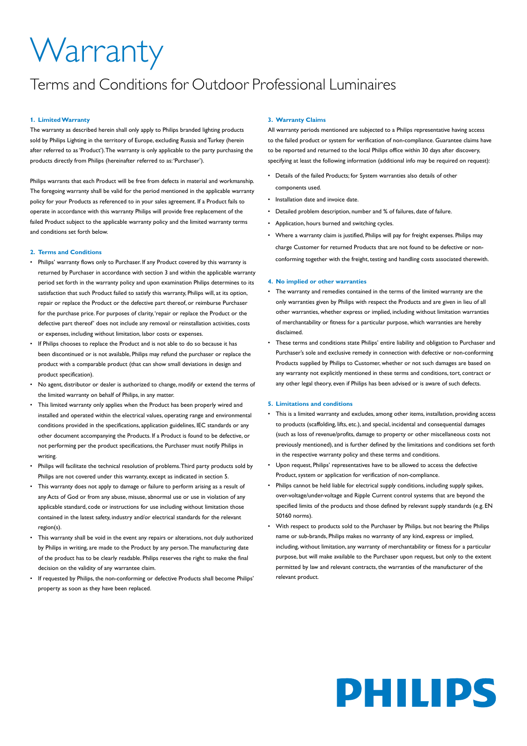# Warranty

## Terms and Conditions for Outdoor Professional Luminaires

### 1. Limited Warranty

The warranty as described herein shall only apply to Philips branded lighting products sold by Philips Lighting in the territory of Europe, excluding Russia and Turkey (herein after referred to as 'Product'). The warranty is only applicable to the party purchasing the products directly from Philips (hereinafter referred to as: 'Purchaser').

Philips warrants that each Product will be free from defects in material and workmanship. The foregoing warranty shall be valid for the period mentioned in the applicable warranty policy for your Products as referenced to in your sales agreement. If a Product fails to operate in accordance with this warranty Philips will provide free replacement of the failed Product subject to the applicable warranty policy and the limited warranty terms and conditions set forth below.

### 2. Terms and Conditions

- Philips' warranty flows only to Purchaser. If any Product covered by this warranty is returned by Purchaser in accordance with section 3 and within the applicable warranty period set forth in the warranty policy and upon examination Philips determines to its satisfaction that such Product failed to satisfy this warranty, Philips will, at its option, repair or replace the Product or the defective part thereof, or reimburse Purchaser for the purchase price. For purposes of clarity, 'repair or replace the Product or the defective part thereof' does not include any removal or reinstallation activities, costs or expenses, including without limitation, labor costs or expenses.
- If Philips chooses to replace the Product and is not able to do so because it has been discontinued or is not available, Philips may refund the purchaser or replace the product with a comparable product (that can show small deviations in design and product specification).
- No agent, distributor or dealer is authorized to change, modify or extend the terms of the limited warranty on behalf of Philips, in any matter.
- This limited warranty only applies when the Product has been properly wired and installed and operated within the electrical values, operating range and environmental conditions provided in the specifications, application guidelines, IEC standards or any other document accompanying the Products. If a Product is found to be defective, or not performing per the product specifications, the Purchaser must notify Philips in writing.
- Philips will facilitate the technical resolution of problems. Third party products sold by Philips are not covered under this warranty, except as indicated in section 5.
- This warranty does not apply to damage or failure to perform arising as a result of any Acts of God or from any abuse, misuse, abnormal use or use in violation of any applicable standard, code or instructions for use including without limitation those contained in the latest safety, industry and/or electrical standards for the relevant region(s).
- This warranty shall be void in the event any repairs or alterations, not duly authorized by Philips in writing, are made to the Product by any person. The manufacturing date of the product has to be clearly readable. Philips reserves the right to make the final decision on the validity of any warrantee claim.
- If requested by Philips, the non-conforming or defective Products shall become Philips' property as soon as they have been replaced.

### 3. Warranty Claims

All warranty periods mentioned are subjected to a Philips representative having access to the failed product or system for verification of non-compliance. Guarantee claims have to be reported and returned to the local Philips office within 30 days after discovery, specifying at least the following information (additional info may be required on request):

- Details of the failed Products; for System warranties also details of other components used.
- Installation date and invoice date.
- Detailed problem description, number and % of failures, date of failure.
- Application, hours burned and switching cycles.
- Where a warranty claim is justified, Philips will pay for freight expenses. Philips may charge Customer for returned Products that are not found to be defective or non-conforming together with the freight, testing and handling costs associated therewith.

### 4. No implied or other warranties

- The warranty and remedies contained in the terms of the limited warranty are the only warranties given by Philips with respect the Products and are given in lieu of all other warranties, whether express or implied, including without limitation warranties of merchantability or fitness for a particular purpose, which warranties are hereby disclaimed.
- These terms and conditions state Philips' entire liability and obligation to Purchaser and Purchaser's sole and exclusive remedy in connection with defective or non-conforming Products supplied by Philips to Customer, whether or not such damages are based on any warranty not explicitly mentioned in these terms and conditions, tort, contract or any other legal theory, even if Philips has been advised or is aware of such defects.

### 5. Limitations and conditions

- This is a limited warranty and excludes, among other items, installation, providing access to products (scaffolding, lifts, etc.), and special, incidental and consequential damages (such as loss of revenue/profits, damage to property or other miscellaneous costs not previously mentioned), and is further defined by the limitations and conditions set forth in the respective warranty policy and these terms and conditions.
- Upon request, Philips' representatives have to be allowed to access the defective Product, system or application for verification of non-compliance.
- Philips cannot be held liable for electrical supply conditions, including supply spikes, over-voltage/under-voltage and Ripple Current control systems that are beyond the specified limits of the products and those defined by relevant supply standards (e.g. EN 50160 norms).
- With respect to products sold to the Purchaser by Philips. but not bearing the Philips name or sub-brands, Philips makes no warranty of any kind, express or implied, including, without limitation, any warranty of merchantability or fitness for a particular purpose, but will make available to the Purchaser upon request, but only to the extent permitted by law and relevant contracts, the warranties of the manufacturer of the relevant product.

PHILIPS